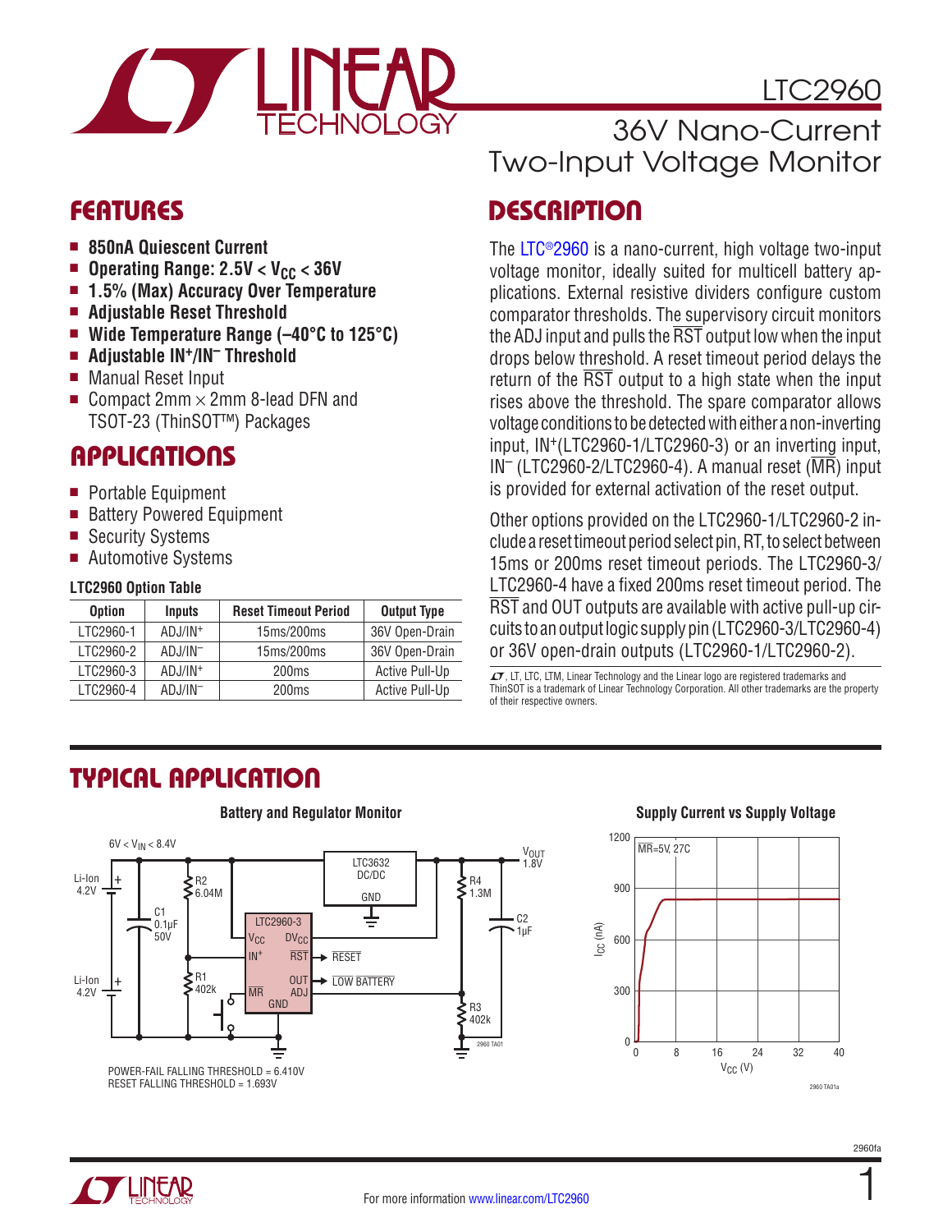# LTC2960

## 36V Nano-Current Two-Input Voltage Monitor

## FEATURES

- **850nA Quiescent Current**
- **Operating Range: 2.5V < $V_{CC}$ < 36V**
- **1.5% (Max) Accuracy Over Temperature**
- **Adjustable Reset Threshold**
- **Wide Temperature Range (–40°C to 125°C)**
- **Adjustable $IN^+$/$IN^-$ Threshold**
- Manual Reset Input
- Compact 2mm × 2mm 8-lead DFN and TSOT-23 (ThinSOT™) Packages

## APPLICATIONS

- Portable Equipment
- Battery Powered Equipment
- Security Systems
- Automotive Systems

**LTC2960 Option Table**

| Option | Inputs | Reset Timeout Period | Output Type |
|---|---|---|---|
| LTC2960-1 | ADJ/$IN^+$ | 15ms/200ms | 36V Open-Drain |
| LTC2960-2 | ADJ/$IN^-$ | 15ms/200ms | 36V Open-Drain |
| LTC2960-3 | ADJ/$IN^+$ | 200ms | Active Pull-Up |
| LTC2960-4 | ADJ/$IN^-$ | 200ms | Active Pull-Up |

## DESCRIPTION

The LTC®2960 is a nano-current, high voltage two-input voltage monitor, ideally suited for multicell battery applications. External resistive dividers configure custom comparator thresholds. The supervisory circuit monitors the ADJ input and pulls the $\overline{RST}$ output low when the input drops below threshold. A reset timeout period delays the return of the $\overline{RST}$ output to a high state when the input rises above the threshold. The spare comparator allows voltage conditions to be detected with either a non-inverting input, $IN^+$(LTC2960-1/LTC2960-3) or an inverting input, $IN^-$ (LTC2960-2/LTC2960-4). A manual reset ($\overline{MR}$) input is provided for external activation of the reset output.

Other options provided on the LTC2960-1/LTC2960-2 include a reset timeout period select pin, RT, to select between 15ms or 200ms reset timeout periods. The LTC2960-3/LTC2960-4 have a fixed 200ms reset timeout period. The $\overline{RST}$ and OUT outputs are available with active pull-up circuits to an output logic supply pin (LTC2960-3/LTC2960-4) or 36V open-drain outputs (LTC2960-1/LTC2960-2).

LT, LTC, LTM, Linear Technology and the Linear logo are registered trademarks and ThinSOT is a trademark of Linear Technology Corporation. All other trademarks are the property of their respective owners.

## TYPICAL APPLICATION

**Battery and Regulator Monitor**

POWER-FAIL FALLING THRESHOLD = 6.410V
RESET FALLING THRESHOLD = 1.693V

**Supply Current vs Supply Voltage**

For more information www.linear.com/LTC2960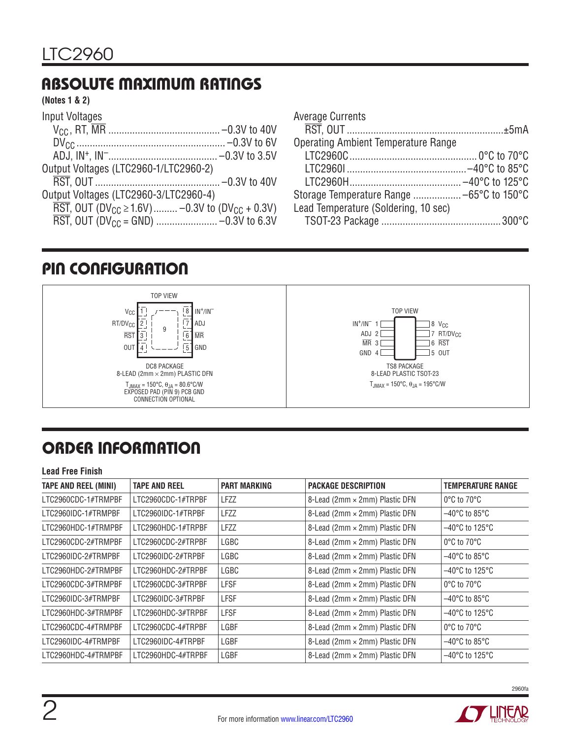## ABSOLUTE MAXIMUM RATINGS

**(Notes 1 & 2)**

Input Voltages
- $V_{CC}$, RT, $\overline{MR}$ .......... –0.3V to 40V
- $DV_{CC}$ .......... –0.3V to 6V
- ADJ, $IN^+$, $IN^–$ .......... –0.3V to 3.5V

Output Voltages (LTC2960-1/LTC2960-2)
- $\overline{RST}$, OUT .......... –0.3V to 40V

Output Voltages (LTC2960-3/LTC2960-4)
- $\overline{RST}$, OUT ($DV_{CC} \geq 1.6V$) .......... –0.3V to ($DV_{CC}$ + 0.3V)
- $\overline{RST}$, OUT ($DV_{CC}$ = GND) .......... –0.3V to 6.3V

Average Currents
- $\overline{RST}$, OUT .......... ±5mA

Operating Ambient Temperature Range
- LTC2960C .......... 0°C to 70°C
- LTC2960I .......... –40°C to 85°C
- LTC2960H .......... –40°C to 125°C

Storage Temperature Range .......... –65°C to 150°C

Lead Temperature (Soldering, 10 sec)
- TSOT-23 Package .......... 300°C

## PIN CONFIGURATION

**DC8 PACKAGE — 8-LEAD (2mm × 2mm) PLASTIC DFN (TOP VIEW)**

| Pin | Name | Pin | Name |
|---|---|---|---|
| 1 | $V_{CC}$ | 8 | $IN^+/IN^–$ |
| 2 | $RT/DV_{CC}$ | 7 | ADJ |
| 3 | $\overline{RST}$ | 6 | $\overline{MR}$ |
| 4 | OUT | 5 | GND |
| 9 | Exposed Pad | | |

$T_{JMAX}$ = 150°C, $\theta_{JA}$ = 80.6°C/W
EXPOSED PAD (PIN 9) PCB GND CONNECTION OPTIONAL

**TS8 PACKAGE — 8-LEAD PLASTIC TSOT-23 (TOP VIEW)**

| Pin | Name | Pin | Name |
|---|---|---|---|
| 1 | $IN^+/IN^–$ | 8 | $V_{CC}$ |
| 2 | ADJ | 7 | $RT/DV_{CC}$ |
| 3 | $\overline{MR}$ | 6 | $\overline{RST}$ |
| 4 | GND | 5 | OUT |

$T_{JMAX}$ = 150°C, $\theta_{JA}$ = 195°C/W

## ORDER INFORMATION

**Lead Free Finish**

| TAPE AND REEL (MINI) | TAPE AND REEL | PART MARKING | PACKAGE DESCRIPTION | TEMPERATURE RANGE |
|---|---|---|---|---|
| LTC2960CDC-1#TRMPBF | LTC2960CDC-1#TRPBF | LFZZ | 8-Lead (2mm × 2mm) Plastic DFN | 0°C to 70°C |
| LTC2960IDC-1#TRMPBF | LTC2960IDC-1#TRPBF | LFZZ | 8-Lead (2mm × 2mm) Plastic DFN | –40°C to 85°C |
| LTC2960HDC-1#TRMPBF | LTC2960HDC-1#TRPBF | LFZZ | 8-Lead (2mm × 2mm) Plastic DFN | –40°C to 125°C |
| LTC2960CDC-2#TRMPBF | LTC2960CDC-2#TRPBF | LGBC | 8-Lead (2mm × 2mm) Plastic DFN | 0°C to 70°C |
| LTC2960IDC-2#TRMPBF | LTC2960IDC-2#TRPBF | LGBC | 8-Lead (2mm × 2mm) Plastic DFN | –40°C to 85°C |
| LTC2960HDC-2#TRMPBF | LTC2960HDC-2#TRPBF | LGBC | 8-Lead (2mm × 2mm) Plastic DFN | –40°C to 125°C |
| LTC2960CDC-3#TRMPBF | LTC2960CDC-3#TRPBF | LFSF | 8-Lead (2mm × 2mm) Plastic DFN | 0°C to 70°C |
| LTC2960IDC-3#TRMPBF | LTC2960IDC-3#TRPBF | LFSF | 8-Lead (2mm × 2mm) Plastic DFN | –40°C to 85°C |
| LTC2960HDC-3#TRMPBF | LTC2960HDC-3#TRPBF | LFSF | 8-Lead (2mm × 2mm) Plastic DFN | –40°C to 125°C |
| LTC2960CDC-4#TRMPBF | LTC2960CDC-4#TRPBF | LGBF | 8-Lead (2mm × 2mm) Plastic DFN | 0°C to 70°C |
| LTC2960IDC-4#TRMPBF | LTC2960IDC-4#TRPBF | LGBF | 8-Lead (2mm × 2mm) Plastic DFN | –40°C to 85°C |
| LTC2960HDC-4#TRMPBF | LTC2960HDC-4#TRPBF | LGBF | 8-Lead (2mm × 2mm) Plastic DFN | –40°C to 125°C |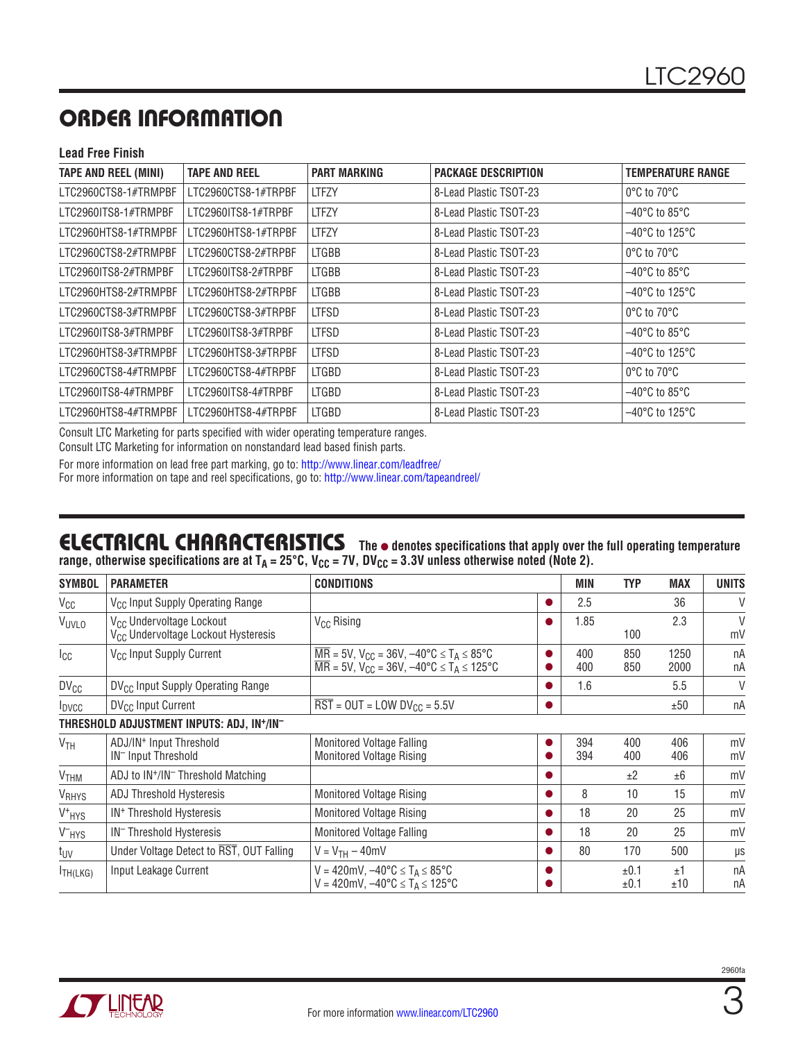## ORDER INFORMATION

**Lead Free Finish**

| TAPE AND REEL (MINI) | TAPE AND REEL | PART MARKING | PACKAGE DESCRIPTION | TEMPERATURE RANGE |
|---|---|---|---|---|
| LTC2960CTS8-1#TRMPBF | LTC2960CTS8-1#TRPBF | LTFZY | 8-Lead Plastic TSOT-23 | 0°C to 70°C |
| LTC2960ITS8-1#TRMPBF | LTC2960ITS8-1#TRPBF | LTFZY | 8-Lead Plastic TSOT-23 | –40°C to 85°C |
| LTC2960HTS8-1#TRMPBF | LTC2960HTS8-1#TRPBF | LTFZY | 8-Lead Plastic TSOT-23 | –40°C to 125°C |
| LTC2960CTS8-2#TRMPBF | LTC2960CTS8-2#TRPBF | LTGBB | 8-Lead Plastic TSOT-23 | 0°C to 70°C |
| LTC2960ITS8-2#TRMPBF | LTC2960ITS8-2#TRPBF | LTGBB | 8-Lead Plastic TSOT-23 | –40°C to 85°C |
| LTC2960HTS8-2#TRMPBF | LTC2960HTS8-2#TRPBF | LTGBB | 8-Lead Plastic TSOT-23 | –40°C to 125°C |
| LTC2960CTS8-3#TRMPBF | LTC2960CTS8-3#TRPBF | LTFSD | 8-Lead Plastic TSOT-23 | 0°C to 70°C |
| LTC2960ITS8-3#TRMPBF | LTC2960ITS8-3#TRPBF | LTFSD | 8-Lead Plastic TSOT-23 | –40°C to 85°C |
| LTC2960HTS8-3#TRMPBF | LTC2960HTS8-3#TRPBF | LTFSD | 8-Lead Plastic TSOT-23 | –40°C to 125°C |
| LTC2960CTS8-4#TRMPBF | LTC2960CTS8-4#TRPBF | LTGBD | 8-Lead Plastic TSOT-23 | 0°C to 70°C |
| LTC2960ITS8-4#TRMPBF | LTC2960ITS8-4#TRPBF | LTGBD | 8-Lead Plastic TSOT-23 | –40°C to 85°C |
| LTC2960HTS8-4#TRMPBF | LTC2960HTS8-4#TRPBF | LTGBD | 8-Lead Plastic TSOT-23 | –40°C to 125°C |

Consult LTC Marketing for parts specified with wider operating temperature ranges.
Consult LTC Marketing for information on nonstandard lead based finish parts.

For more information on lead free part marking, go to: http://www.linear.com/leadfree/
For more information on tape and reel specifications, go to: http://www.linear.com/tapeandreel/

## ELECTRICAL CHARACTERISTICS

**The ● denotes specifications that apply over the full operating temperature range, otherwise specifications are at $T_A = 25°C$, $V_{CC} = 7V$, $DV_{CC} = 3.3V$ unless otherwise noted (Note 2).**

| SYMBOL | PARAMETER | CONDITIONS | | MIN | TYP | MAX | UNITS |
|---|---|---|---|---|---|---|---|
| $V_{CC}$ | $V_{CC}$ Input Supply Operating Range | | ● | 2.5 | | 36 | V |
| $V_{UVLO}$ | $V_{CC}$ Undervoltage Lockout<br>$V_{CC}$ Undervoltage Lockout Hysteresis | $V_{CC}$ Rising | ● | 1.85 | <br>100 | 2.3 | V<br>mV |
| $I_{CC}$ | $V_{CC}$ Input Supply Current | $\overline{MR}$ = 5V, $V_{CC}$ = 36V, –40°C ≤ $T_A$ ≤ 85°C<br>$\overline{MR}$ = 5V, $V_{CC}$ = 36V, –40°C ≤ $T_A$ ≤ 125°C | ●<br>● | 400<br>400 | 850<br>850 | 1250<br>2000 | nA<br>nA |
| $DV_{CC}$ | $DV_{CC}$ Input Supply Operating Range | | ● | 1.6 | | 5.5 | V |
| $I_{DVCC}$ | $DV_{CC}$ Input Current | $\overline{RST}$ = OUT = LOW $DV_{CC}$ = 5.5V | ● | | | ±50 | nA |
| **THRESHOLD ADJUSTMENT INPUTS: ADJ, IN⁺/IN⁻** | | | | | | | |
| $V_{TH}$ | ADJ/IN⁺ Input Threshold<br>IN⁻ Input Threshold | Monitored Voltage Falling<br>Monitored Voltage Rising | ●<br>● | 394<br>394 | 400<br>400 | 406<br>406 | mV<br>mV |
| $V_{THM}$ | ADJ to IN⁺/IN⁻ Threshold Matching | | ● | | ±2 | ±6 | mV |
| $V_{RHYS}$ | ADJ Threshold Hysteresis | Monitored Voltage Rising | ● | 8 | 10 | 15 | mV |
| $V^+_{HYS}$ | IN⁺ Threshold Hysteresis | Monitored Voltage Rising | ● | 18 | 20 | 25 | mV |
| $V^-_{HYS}$ | IN⁻ Threshold Hysteresis | Monitored Voltage Falling | ● | 18 | 20 | 25 | mV |
| $t_{UV}$ | Under Voltage Detect to $\overline{RST}$, OUT Falling | $V = V_{TH} – 40mV$ | ● | 80 | 170 | 500 | µs |
| $I_{TH(LKG)}$ | Input Leakage Current | V = 420mV, –40°C ≤ $T_A$ ≤ 85°C<br>V = 420mV, –40°C ≤ $T_A$ ≤ 125°C | ●<br>● | | ±0.1<br>±0.1 | ±1<br>±10 | nA<br>nA |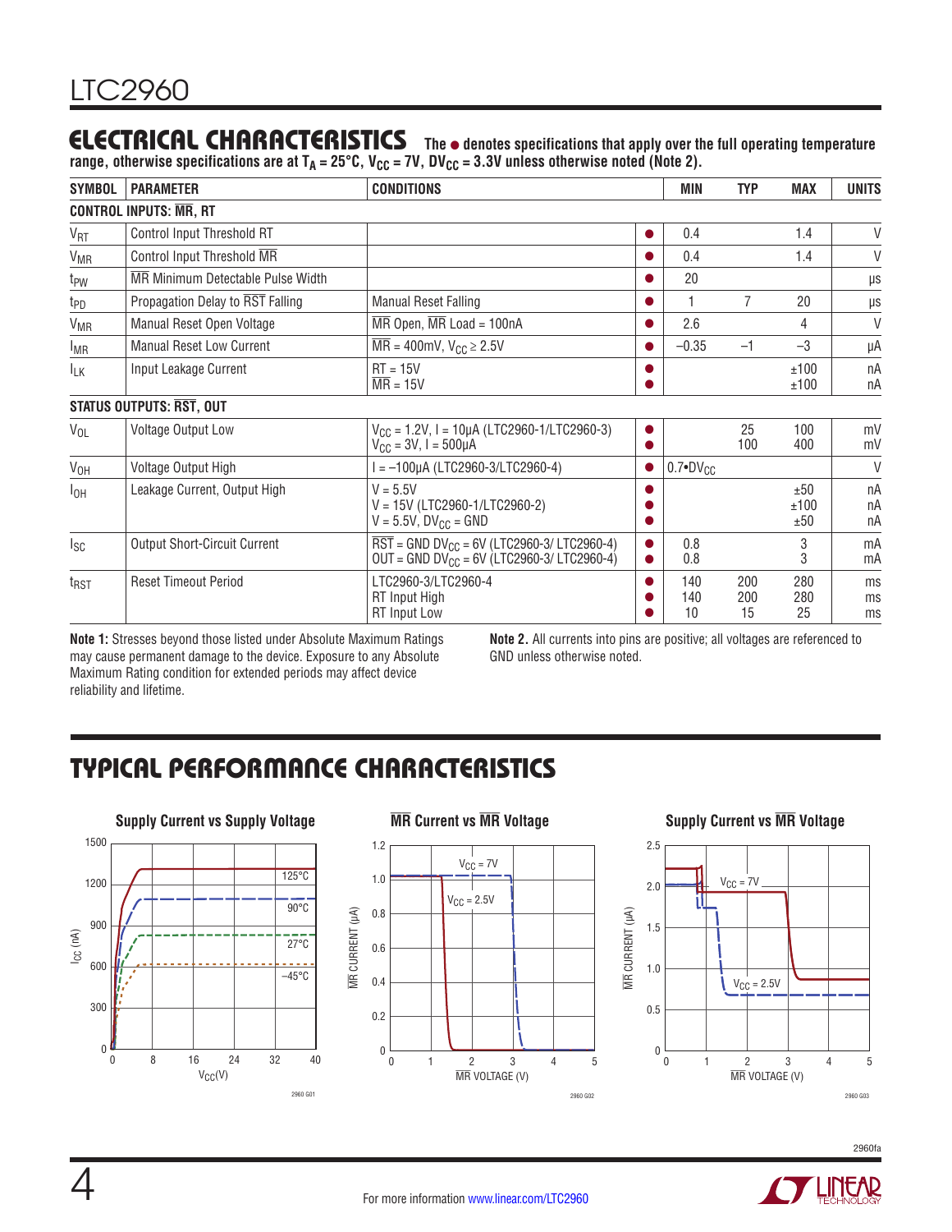## ELECTRICAL CHARACTERISTICS

**The ● denotes specifications that apply over the full operating temperature range, otherwise specifications are at $T_A$ = 25°C, $V_{CC}$ = 7V, $DV_{CC}$ = 3.3V unless otherwise noted (Note 2).**

| SYMBOL | PARAMETER | CONDITIONS | | MIN | TYP | MAX | UNITS |
|---|---|---|---|---|---|---|---|
| **CONTROL INPUTS: $\overline{MR}$, RT** | | | | | | | |
| $V_{RT}$ | Control Input Threshold RT | | ● | 0.4 | | 1.4 | V |
| $V_{MR}$ | Control Input Threshold $\overline{MR}$ | | ● | 0.4 | | 1.4 | V |
| $t_{PW}$ | $\overline{MR}$ Minimum Detectable Pulse Width | | ● | 20 | | | µs |
| $t_{PD}$ | Propagation Delay to $\overline{RST}$ Falling | Manual Reset Falling | ● | 1 | 7 | 20 | µs |
| $V_{MR}$ | Manual Reset Open Voltage | $\overline{MR}$ Open, $\overline{MR}$ Load = 100nA | ● | 2.6 | | 4 | V |
| $I_{MR}$ | Manual Reset Low Current | $\overline{MR}$ = 400mV, $V_{CC}$ ≥ 2.5V | ● | –0.35 | –1 | –3 | µA |
| $I_{LK}$ | Input Leakage Current | RT = 15V<br>$\overline{MR}$ = 15V | ●<br>● | | | ±100<br>±100 | nA<br>nA |
| **STATUS OUTPUTS: $\overline{RST}$, OUT** | | | | | | | |
| $V_{OL}$ | Voltage Output Low | $V_{CC}$ = 1.2V, I = 10µA (LTC2960-1/LTC2960-3)<br>$V_{CC}$ = 3V, I = 500µA | ●<br>● | | 25<br>100 | 100<br>400 | mV<br>mV |
| $V_{OH}$ | Voltage Output High | I = –100µA (LTC2960-3/LTC2960-4) | ● | 0.7•$DV_{CC}$ | | | V |
| $I_{OH}$ | Leakage Current, Output High | V = 5.5V<br>V = 15V (LTC2960-1/LTC2960-2)<br>V = 5.5V, $DV_{CC}$ = GND | ●<br>●<br>● | | | ±50<br>±100<br>±50 | nA<br>nA<br>nA |
| $I_{SC}$ | Output Short-Circuit Current | $\overline{RST}$ = GND $DV_{CC}$ = 6V (LTC2960-3/ LTC2960-4)<br>OUT = GND $DV_{CC}$ = 6V (LTC2960-3/ LTC2960-4) | ●<br>● | 0.8<br>0.8 | | 3<br>3 | mA<br>mA |
| $t_{RST}$ | Reset Timeout Period | LTC2960-3/LTC2960-4<br>RT Input High<br>RT Input Low | ●<br>●<br>● | 140<br>140<br>10 | 200<br>200<br>15 | 280<br>280<br>25 | ms<br>ms<br>ms |

**Note 1:** Stresses beyond those listed under Absolute Maximum Ratings may cause permanent damage to the device. Exposure to any Absolute Maximum Rating condition for extended periods may affect device reliability and lifetime.

**Note 2.** All currents into pins are positive; all voltages are referenced to GND unless otherwise noted.

## TYPICAL PERFORMANCE CHARACTERISTICS

**Supply Current vs Supply Voltage**

**$\overline{MR}$ Current vs $\overline{MR}$ Voltage**

**Supply Current vs $\overline{MR}$ Voltage**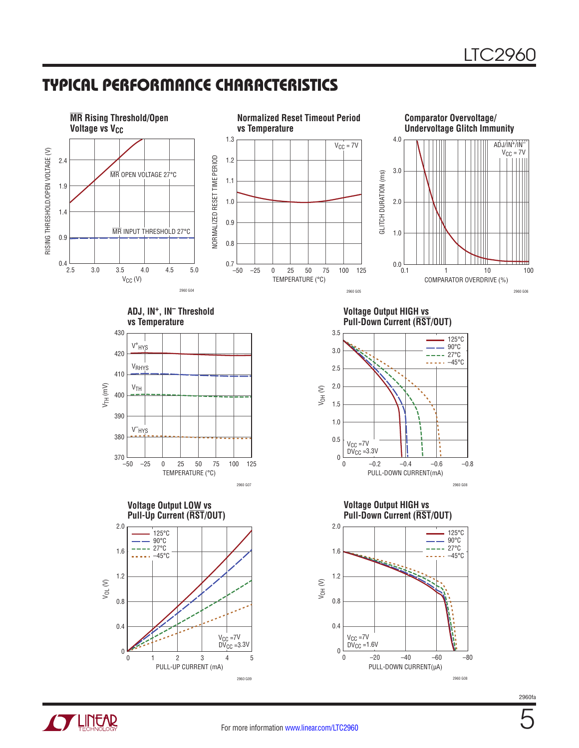## TYPICAL PERFORMANCE CHARACTERISTICS

**$\overline{MR}$ Rising Threshold/Open Voltage vs $V_{CC}$**

**Normalized Reset Timeout Period vs Temperature**

**Comparator Overvoltage/Undervoltage Glitch Immunity**

**ADJ, $IN^+$, $IN^-$ Threshold vs Temperature**

**Voltage Output HIGH vs Pull-Down Current ($\overline{RST}$/OUT)**

**Voltage Output LOW vs Pull-Up Current ($\overline{RST}$/OUT)**

**Voltage Output HIGH vs Pull-Down Current ($\overline{RST}$/OUT)**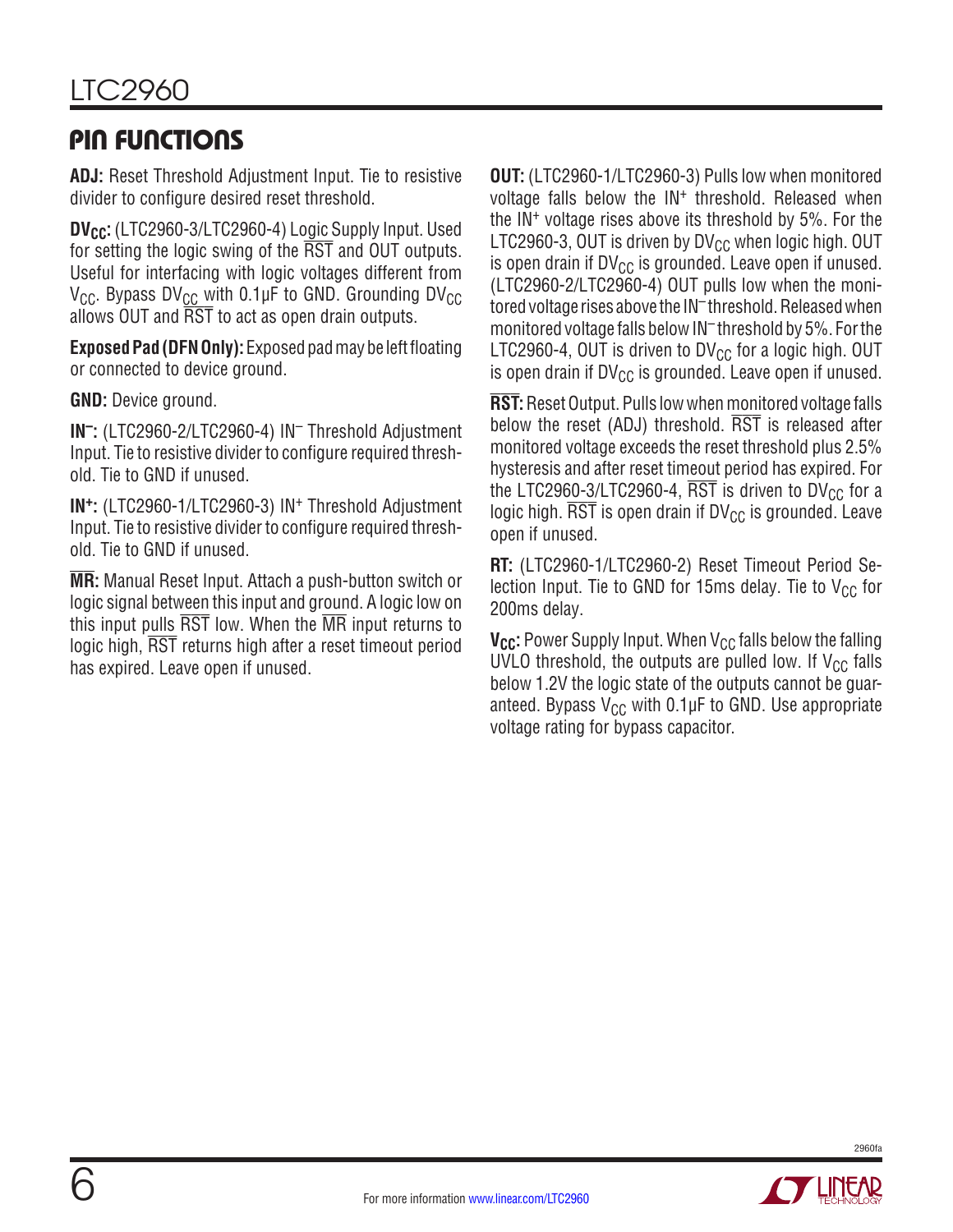## PIN FUNCTIONS

**ADJ:** Reset Threshold Adjustment Input. Tie to resistive divider to configure desired reset threshold.

**$DV_{CC}$:** (LTC2960-3/LTC2960-4) Logic Supply Input. Used for setting the logic swing of the $\overline{RST}$ and OUT outputs. Useful for interfacing with logic voltages different from $V_{CC}$. Bypass $DV_{CC}$ with 0.1µF to GND. Grounding $DV_{CC}$ allows OUT and $\overline{RST}$ to act as open drain outputs.

**Exposed Pad (DFN Only):** Exposed pad may be left floating or connected to device ground.

**GND:** Device ground.

**$IN^{–}$:** (LTC2960-2/LTC2960-4) $IN^{–}$ Threshold Adjustment Input. Tie to resistive divider to configure required threshold. Tie to GND if unused.

**$IN^{+}$:** (LTC2960-1/LTC2960-3) $IN^{+}$ Threshold Adjustment Input. Tie to resistive divider to configure required threshold. Tie to GND if unused.

**$\overline{MR}$:** Manual Reset Input. Attach a push-button switch or logic signal between this input and ground. A logic low on this input pulls $\overline{RST}$ low. When the $\overline{MR}$ input returns to logic high, $\overline{RST}$ returns high after a reset timeout period has expired. Leave open if unused.

**OUT:** (LTC2960-1/LTC2960-3) Pulls low when monitored voltage falls below the $IN^{+}$ threshold. Released when the $IN^{+}$ voltage rises above its threshold by 5%. For the LTC2960-3, OUT is driven by $DV_{CC}$ when logic high. OUT is open drain if $DV_{CC}$ is grounded. Leave open if unused. (LTC2960-2/LTC2960-4) OUT pulls low when the monitored voltage rises above the $IN^{–}$ threshold. Released when monitored voltage falls below $IN^{–}$ threshold by 5%. For the LTC2960-4, OUT is driven to $DV_{CC}$ for a logic high. OUT is open drain if $DV_{CC}$ is grounded. Leave open if unused.

**$\overline{RST}$:** Reset Output. Pulls low when monitored voltage falls below the reset (ADJ) threshold. $\overline{RST}$ is released after monitored voltage exceeds the reset threshold plus 2.5% hysteresis and after reset timeout period has expired. For the LTC2960-3/LTC2960-4, $\overline{RST}$ is driven to $DV_{CC}$ for a logic high. $\overline{RST}$ is open drain if $DV_{CC}$ is grounded. Leave open if unused.

**RT:** (LTC2960-1/LTC2960-2) Reset Timeout Period Selection Input. Tie to GND for 15ms delay. Tie to $V_{CC}$ for 200ms delay.

**$V_{CC}$:** Power Supply Input. When $V_{CC}$ falls below the falling UVLO threshold, the outputs are pulled low. If $V_{CC}$ falls below 1.2V the logic state of the outputs cannot be guaranteed. Bypass $V_{CC}$ with 0.1µF to GND. Use appropriate voltage rating for bypass capacitor.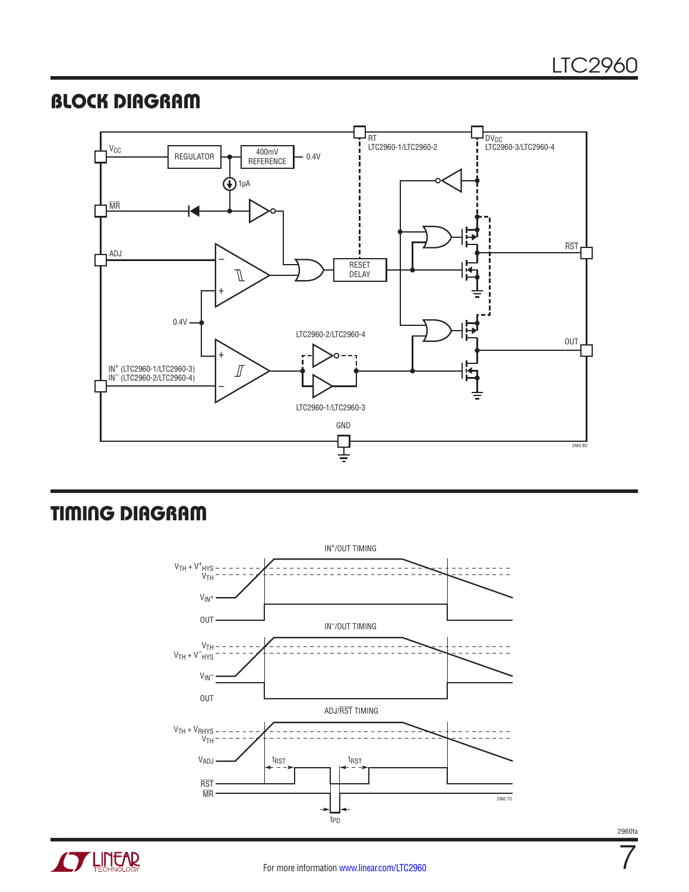## BLOCK DIAGRAM

## TIMING DIAGRAM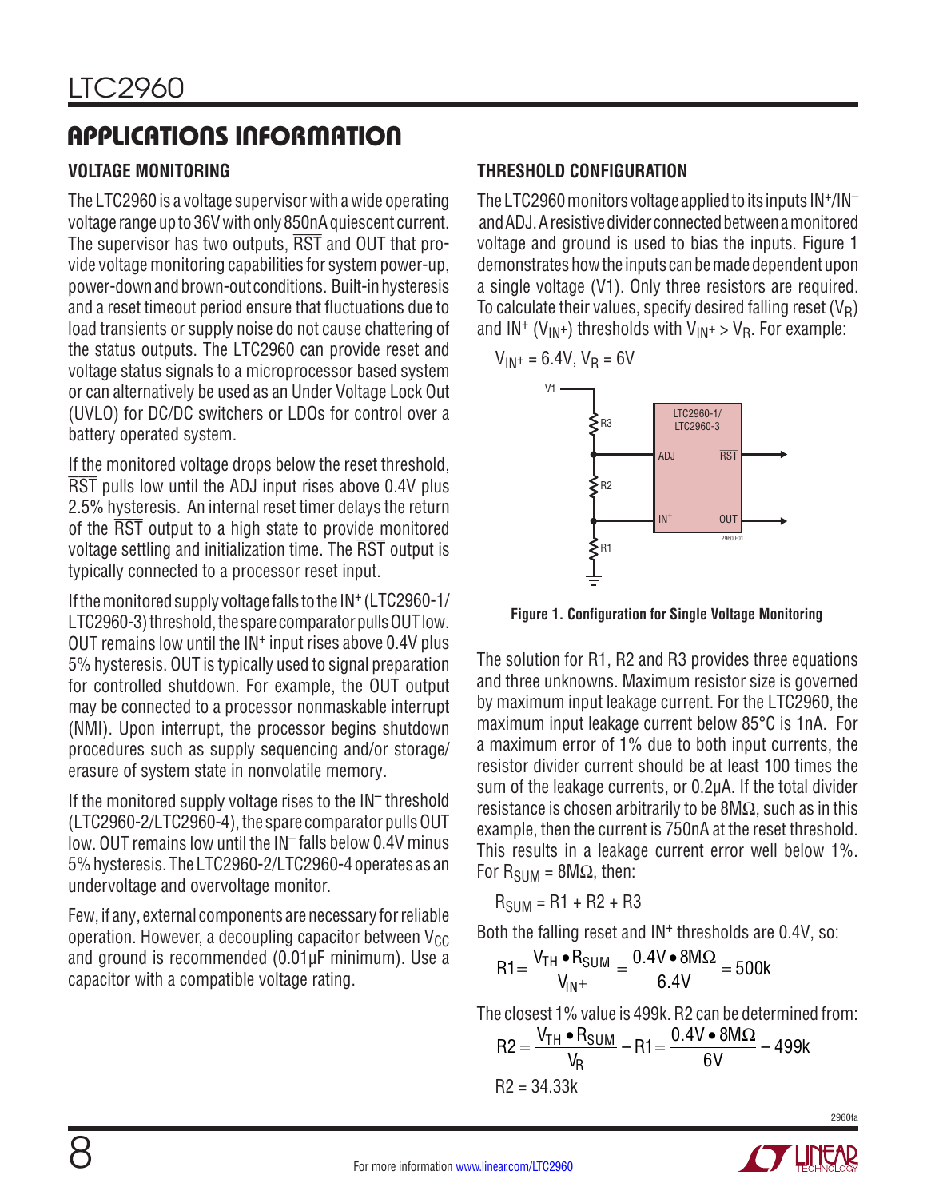## APPLICATIONS INFORMATION

### VOLTAGE MONITORING

The LTC2960 is a voltage supervisor with a wide operating voltage range up to 36V with only 850nA quiescent current. The supervisor has two outputs, $\overline{RST}$ and OUT that provide voltage monitoring capabilities for system power-up, power-down and brown-out conditions. Built-in hysteresis and a reset timeout period ensure that fluctuations due to load transients or supply noise do not cause chattering of the status outputs. The LTC2960 can provide reset and voltage status signals to a microprocessor based system or can alternatively be used as an Under Voltage Lock Out (UVLO) for DC/DC switchers or LDOs for control over a battery operated system.

If the monitored voltage drops below the reset threshold, $\overline{RST}$ pulls low until the ADJ input rises above 0.4V plus 2.5% hysteresis. An internal reset timer delays the return of the $\overline{RST}$ output to a high state to provide monitored voltage settling and initialization time. The $\overline{RST}$ output is typically connected to a processor reset input.

If the monitored supply voltage falls to the $IN^+$ (LTC2960-1/LTC2960-3) threshold, the spare comparator pulls OUT low. OUT remains low until the $IN^+$ input rises above 0.4V plus 5% hysteresis. OUT is typically used to signal preparation for controlled shutdown. For example, the OUT output may be connected to a processor nonmaskable interrupt (NMI). Upon interrupt, the processor begins shutdown procedures such as supply sequencing and/or storage/erasure of system state in nonvolatile memory.

If the monitored supply voltage rises to the $IN^-$ threshold (LTC2960-2/LTC2960-4), the spare comparator pulls OUT low. OUT remains low until the $IN^-$ falls below 0.4V minus 5% hysteresis. The LTC2960-2/LTC2960-4 operates as an undervoltage and overvoltage monitor.

Few, if any, external components are necessary for reliable operation. However, a decoupling capacitor between $V_{CC}$ and ground is recommended (0.01µF minimum). Use a capacitor with a compatible voltage rating.

### THRESHOLD CONFIGURATION

The LTC2960 monitors voltage applied to its inputs $IN^+/IN^-$ and ADJ. A resistive divider connected between a monitored voltage and ground is used to bias the inputs. Figure 1 demonstrates how the inputs can be made dependent upon a single voltage (V1). Only three resistors are required. To calculate their values, specify desired falling reset ($V_R$) and $IN^+$ ($V_{IN^+}$) thresholds with $V_{IN^+} > V_R$. For example:

$V_{IN^+} = 6.4V$, $V_R = 6V$

**Figure 1. Configuration for Single Voltage Monitoring**

The solution for R1, R2 and R3 provides three equations and three unknowns. Maximum resistor size is governed by maximum input leakage current. For the LTC2960, the maximum input leakage current below 85°C is 1nA. For a maximum error of 1% due to both input currents, the resistor divider current should be at least 100 times the sum of the leakage currents, or 0.2µA. If the total divider resistance is chosen arbitrarily to be 8MΩ, such as in this example, then the current is 750nA at the reset threshold. This results in a leakage current error well below 1%. For $R_{SUM} = 8M\Omega$, then:

$$R_{SUM} = R1 + R2 + R3$$

Both the falling reset and $IN^+$ thresholds are 0.4V, so:

$$R1 = \frac{V_{TH} \bullet R_{SUM}}{V_{IN^+}} = \frac{0.4V \bullet 8M\Omega}{6.4V} = 500k$$

The closest 1% value is 499k. R2 can be determined from:

$$R2 = \frac{V_{TH} \bullet R_{SUM}}{V_R} - R1 = \frac{0.4V \bullet 8M\Omega}{6V} - 499k$$

$$R2 = 34.33k$$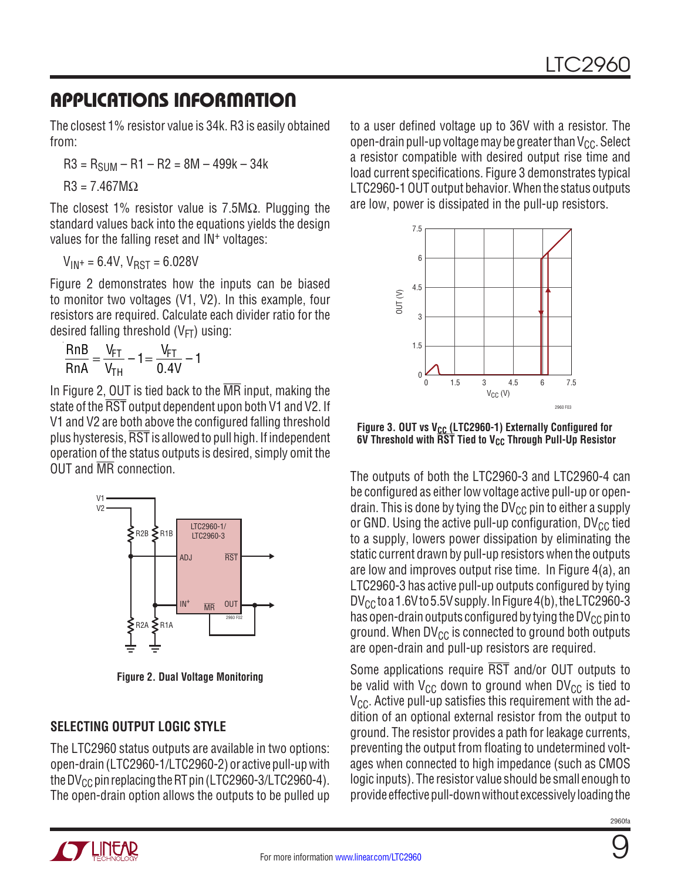## APPLICATIONS INFORMATION

The closest 1% resistor value is 34k. R3 is easily obtained from:

$$R3 = R_{SUM} – R1 – R2 = 8M – 499k – 34k$$

$$R3 = 7.467M\Omega$$

The closest 1% resistor value is 7.5MΩ. Plugging the standard values back into the equations yields the design values for the falling reset and IN+ voltages:

$$V_{IN^+} = 6.4V,\ V_{RST} = 6.028V$$

Figure 2 demonstrates how the inputs can be biased to monitor two voltages (V1, V2). In this example, four resistors are required. Calculate each divider ratio for the desired falling threshold ($V_{FT}$) using:

$$\frac{RnB}{RnA} = \frac{V_{FT}}{V_{TH}} - 1 = \frac{V_{FT}}{0.4V} - 1$$

In Figure 2, OUT is tied back to the $\overline{MR}$ input, making the state of the $\overline{RST}$ output dependent upon both V1 and V2. If V1 and V2 are both above the configured falling threshold plus hysteresis, $\overline{RST}$ is allowed to pull high. If independent operation of the status outputs is desired, simply omit the OUT and $\overline{MR}$ connection.

Figure 2. Dual Voltage Monitoring

### SELECTING OUTPUT LOGIC STYLE

The LTC2960 status outputs are available in two options: open-drain (LTC2960-1/LTC2960-2) or active pull-up with the $DV_{CC}$ pin replacing the RT pin (LTC2960-3/LTC2960-4). The open-drain option allows the outputs to be pulled up to a user defined voltage up to 36V with a resistor. The open-drain pull-up voltage may be greater than $V_{CC}$. Select a resistor compatible with desired output rise time and load current specifications. Figure 3 demonstrates typical LTC2960-1 OUT output behavior. When the status outputs are low, power is dissipated in the pull-up resistors.

Figure 3. OUT vs $V_{CC}$ (LTC2960-1) Externally Configured for 6V Threshold with $\overline{RST}$ Tied to $V_{CC}$ Through Pull-Up Resistor

The outputs of both the LTC2960-3 and LTC2960-4 can be configured as either low voltage active pull-up or open-drain. This is done by tying the $DV_{CC}$ pin to either a supply or GND. Using the active pull-up configuration, $DV_{CC}$ tied to a supply, lowers power dissipation by eliminating the static current drawn by pull-up resistors when the outputs are low and improves output rise time. In Figure 4(a), an LTC2960-3 has active pull-up outputs configured by tying $DV_{CC}$ to a 1.6V to 5.5V supply. In Figure 4(b), the LTC2960-3 has open-drain outputs configured by tying the $DV_{CC}$ pin to ground. When $DV_{CC}$ is connected to ground both outputs are open-drain and pull-up resistors are required.

Some applications require $\overline{RST}$ and/or OUT outputs to be valid with $V_{CC}$ down to ground when $DV_{CC}$ is tied to $V_{CC}$. Active pull-up satisfies this requirement with the addition of an optional external resistor from the output to ground. The resistor provides a path for leakage currents, preventing the output from floating to undetermined voltages when connected to high impedance (such as CMOS logic inputs). The resistor value should be small enough to provide effective pull-down without excessively loading the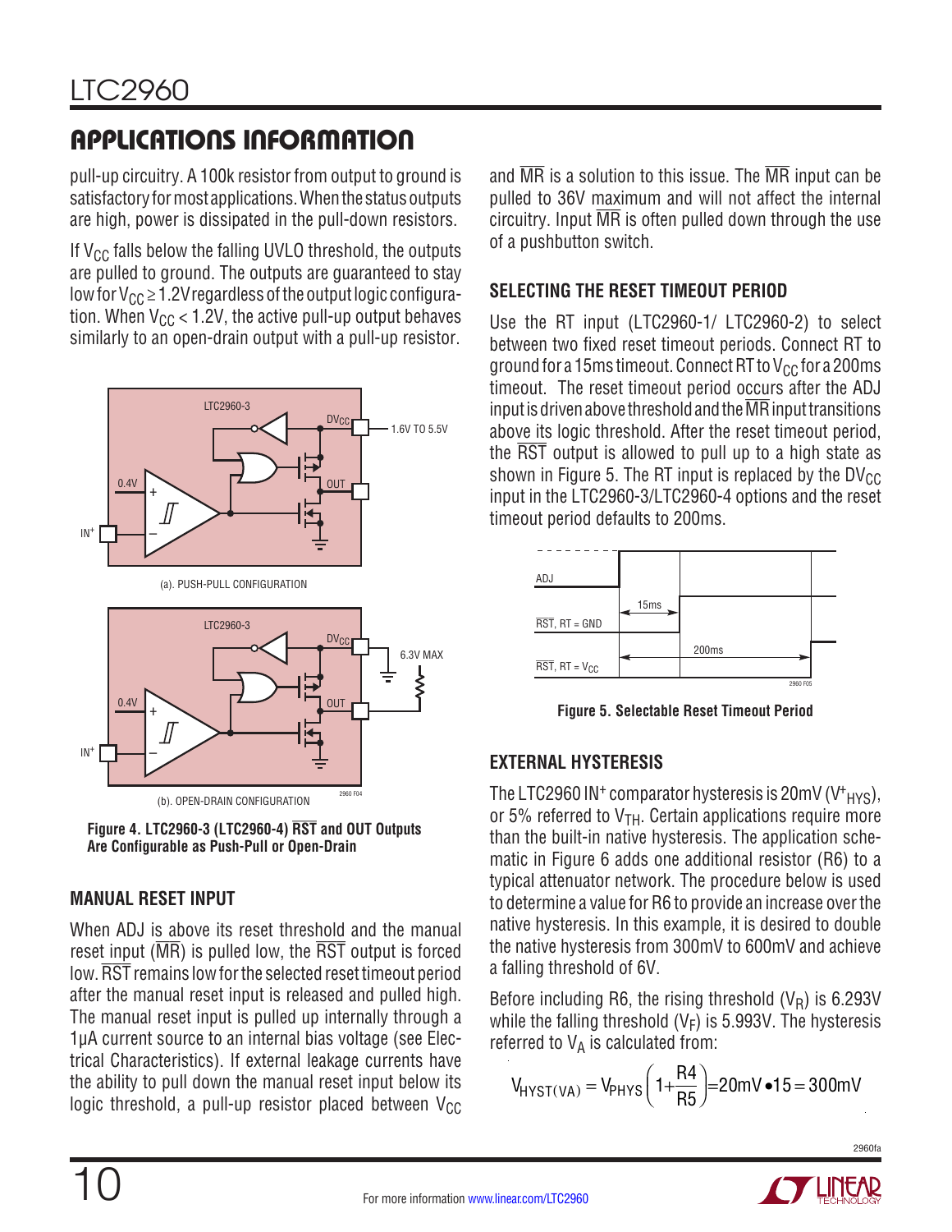## APPLICATIONS INFORMATION

pull-up circuitry. A 100k resistor from output to ground is satisfactory for most applications. When the status outputs are high, power is dissipated in the pull-down resistors.

If $V_{CC}$ falls below the falling UVLO threshold, the outputs are pulled to ground. The outputs are guaranteed to stay low for $V_{CC} \geq 1.2V$ regardless of the output logic configuration. When $V_{CC} < 1.2V$, the active pull-up output behaves similarly to an open-drain output with a pull-up resistor.

(a). PUSH-PULL CONFIGURATION

(b). OPEN-DRAIN CONFIGURATION

**Figure 4. LTC2960-3 (LTC2960-4) $\overline{\text{RST}}$ and OUT Outputs Are Configurable as Push-Pull or Open-Drain**

### MANUAL RESET INPUT

When ADJ is above its reset threshold and the manual reset input ($\overline{\text{MR}}$) is pulled low, the $\overline{\text{RST}}$ output is forced low. $\overline{\text{RST}}$ remains low for the selected reset timeout period after the manual reset input is released and pulled high. The manual reset input is pulled up internally through a 1μA current source to an internal bias voltage (see Electrical Characteristics). If external leakage currents have the ability to pull down the manual reset input below its logic threshold, a pull-up resistor placed between $V_{CC}$ and $\overline{\text{MR}}$ is a solution to this issue. The $\overline{\text{MR}}$ input can be pulled to 36V maximum and will not affect the internal circuitry. Input $\overline{\text{MR}}$ is often pulled down through the use of a pushbutton switch.

### SELECTING THE RESET TIMEOUT PERIOD

Use the RT input (LTC2960-1/ LTC2960-2) to select between two fixed reset timeout periods. Connect RT to ground for a 15ms timeout. Connect RT to $V_{CC}$ for a 200ms timeout. The reset timeout period occurs after the ADJ input is driven above threshold and the $\overline{\text{MR}}$ input transitions above its logic threshold. After the reset timeout period, the $\overline{\text{RST}}$ output is allowed to pull up to a high state as shown in Figure 5. The RT input is replaced by the $DV_{CC}$ input in the LTC2960-3/LTC2960-4 options and the reset timeout period defaults to 200ms.

**Figure 5. Selectable Reset Timeout Period**

### EXTERNAL HYSTERESIS

The LTC2960 IN⁺ comparator hysteresis is 20mV ($V^{+}_{HYS}$), or 5% referred to $V_{TH}$. Certain applications require more than the built-in native hysteresis. The application schematic in Figure 6 adds one additional resistor (R6) to a typical attenuator network. The procedure below is used to determine a value for R6 to provide an increase over the native hysteresis. In this example, it is desired to double the native hysteresis from 300mV to 600mV and achieve a falling threshold of 6V.

Before including R6, the rising threshold ($V_R$) is 6.293V while the falling threshold ($V_F$) is 5.993V. The hysteresis referred to $V_A$ is calculated from:

$$V_{HYST(VA)} = V_{PHYS}\left(1+\frac{R4}{R5}\right) = 20mV \bullet 15 = 300mV$$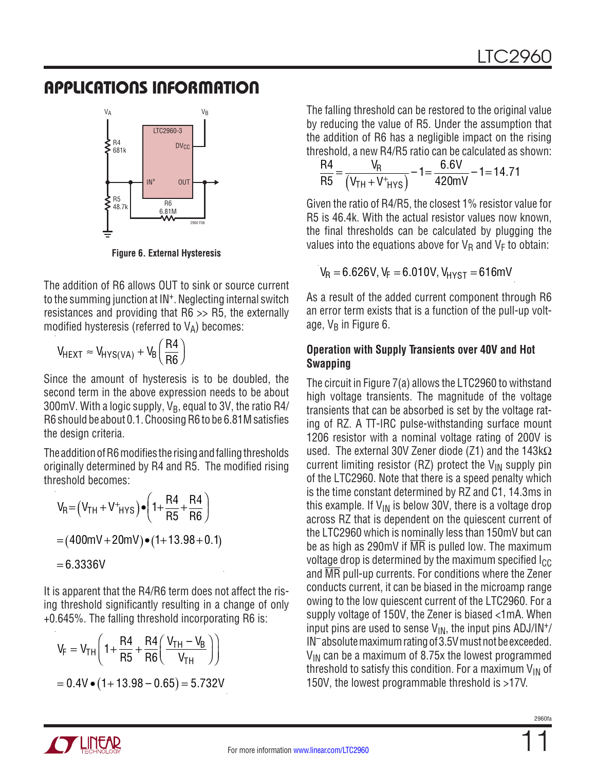## APPLICATIONS INFORMATION

Figure 6. External Hysteresis

The addition of R6 allows OUT to sink or source current to the summing junction at IN+. Neglecting internal switch resistances and providing that R6 >> R5, the externally modified hysteresis (referred to $V_A$) becomes:

$$V_{HEXT} \approx V_{HYS(VA)} + V_B\left(\frac{R4}{R6}\right)$$

Since the amount of hysteresis is to be doubled, the second term in the above expression needs to be about 300mV. With a logic supply, $V_B$, equal to 3V, the ratio R4/R6 should be about 0.1. Choosing R6 to be 6.81M satisfies the design criteria.

The addition of R6 modifies the rising and falling thresholds originally determined by R4 and R5. The modified rising threshold becomes:

$$V_R = \left(V_{TH} + V^+_{HYS}\right) \bullet \left(1 + \frac{R4}{R5} + \frac{R4}{R6}\right)$$

$$= (400mV + 20mV) \bullet (1 + 13.98 + 0.1)$$

$$= 6.3336V$$

It is apparent that the R4/R6 term does not affect the rising threshold significantly resulting in a change of only +0.645%. The falling threshold incorporating R6 is:

$$V_F = V_{TH}\left(1 + \frac{R4}{R5} + \frac{R4}{R6}\left(\frac{V_{TH} - V_B}{V_{TH}}\right)\right)$$

$$= 0.4V \bullet (1 + 13.98 - 0.65) = 5.732V$$

The falling threshold can be restored to the original value by reducing the value of R5. Under the assumption that the addition of R6 has a negligible impact on the rising threshold, a new R4/R5 ratio can be calculated as shown:

$$\frac{R4}{R5} = \frac{V_R}{\left(V_{TH} + V^+_{HYS}\right)} - 1 = \frac{6.6V}{420mV} - 1 = 14.71$$

Given the ratio of R4/R5, the closest 1% resistor value for R5 is 46.4k. With the actual resistor values now known, the final thresholds can be calculated by plugging the values into the equations above for $V_R$ and $V_F$ to obtain:

$$V_R = 6.626V, V_F = 6.010V, V_{HYST} = 616mV$$

As a result of the added current component through R6 an error term exists that is a function of the pull-up voltage, $V_B$ in Figure 6.

### Operation with Supply Transients over 40V and Hot Swapping

The circuit in Figure 7(a) allows the LTC2960 to withstand high voltage transients. The magnitude of the voltage transients that can be absorbed is set by the voltage rating of RZ. A TT-IRC pulse-withstanding surface mount 1206 resistor with a nominal voltage rating of 200V is used. The external 30V Zener diode (Z1) and the 143kΩ current limiting resistor (RZ) protect the $V_{IN}$ supply pin of the LTC2960. Note that there is a speed penalty which is the time constant determined by RZ and C1, 14.3ms in this example. If $V_{IN}$ is below 30V, there is a voltage drop across RZ that is dependent on the quiescent current of the LTC2960 which is nominally less than 150mV but can be as high as 290mV if $\overline{MR}$ is pulled low. The maximum voltage drop is determined by the maximum specified $I_{CC}$ and $\overline{MR}$ pull-up currents. For conditions where the Zener conducts current, it can be biased in the microamp range owing to the low quiescent current of the LTC2960. For a supply voltage of 150V, the Zener is biased <1mA. When input pins are used to sense $V_{IN}$, the input pins ADJ/IN+/IN– absolute maximum rating of 3.5V must not be exceeded. $V_{IN}$ can be a maximum of 8.75x the lowest programmed threshold to satisfy this condition. For a maximum $V_{IN}$ of 150V, the lowest programmable threshold is >17V.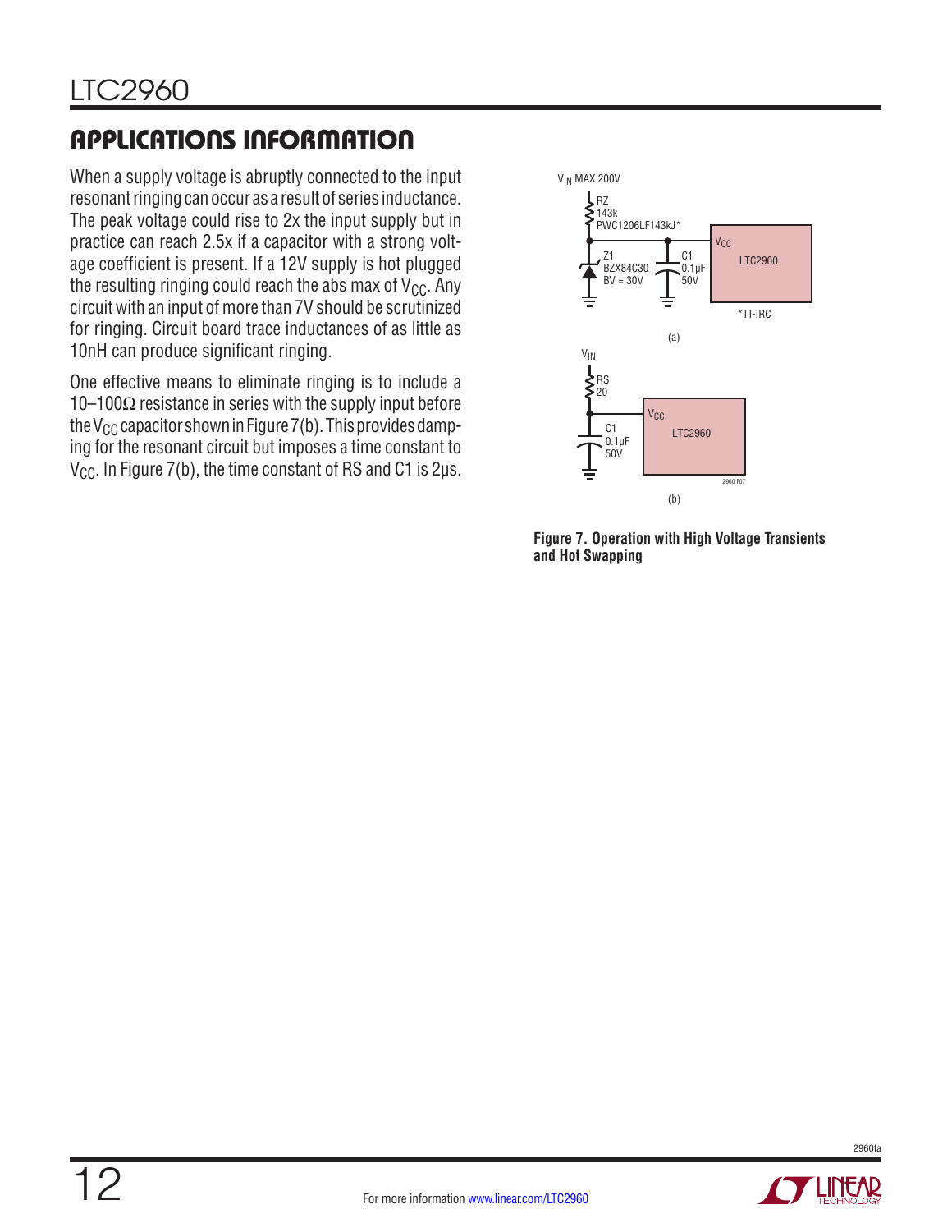## APPLICATIONS INFORMATION

When a supply voltage is abruptly connected to the input resonant ringing can occur as a result of series inductance. The peak voltage could rise to 2x the input supply but in practice can reach 2.5x if a capacitor with a strong voltage coefficient is present. If a 12V supply is hot plugged the resulting ringing could reach the abs max of $V_{CC}$. Any circuit with an input of more than 7V should be scrutinized for ringing. Circuit board trace inductances of as little as 10nH can produce significant ringing.

One effective means to eliminate ringing is to include a 10–100Ω resistance in series with the supply input before the $V_{CC}$ capacitor shown in Figure 7(b). This provides damping for the resonant circuit but imposes a time constant to $V_{CC}$. In Figure 7(b), the time constant of RS and C1 is 2µs.

$V_{IN}$ MAX 200V

RZ 143k PWC1206LF143kJ*

Z1 BZX84C30 BV = 30V

C1 0.1µF 50V

$V_{CC}$ LTC2960

*TT-IRC

(a)

$V_{IN}$

RS 20

C1 0.1µF 50V

$V_{CC}$ LTC2960

(b)

**Figure 7. Operation with High Voltage Transients and Hot Swapping**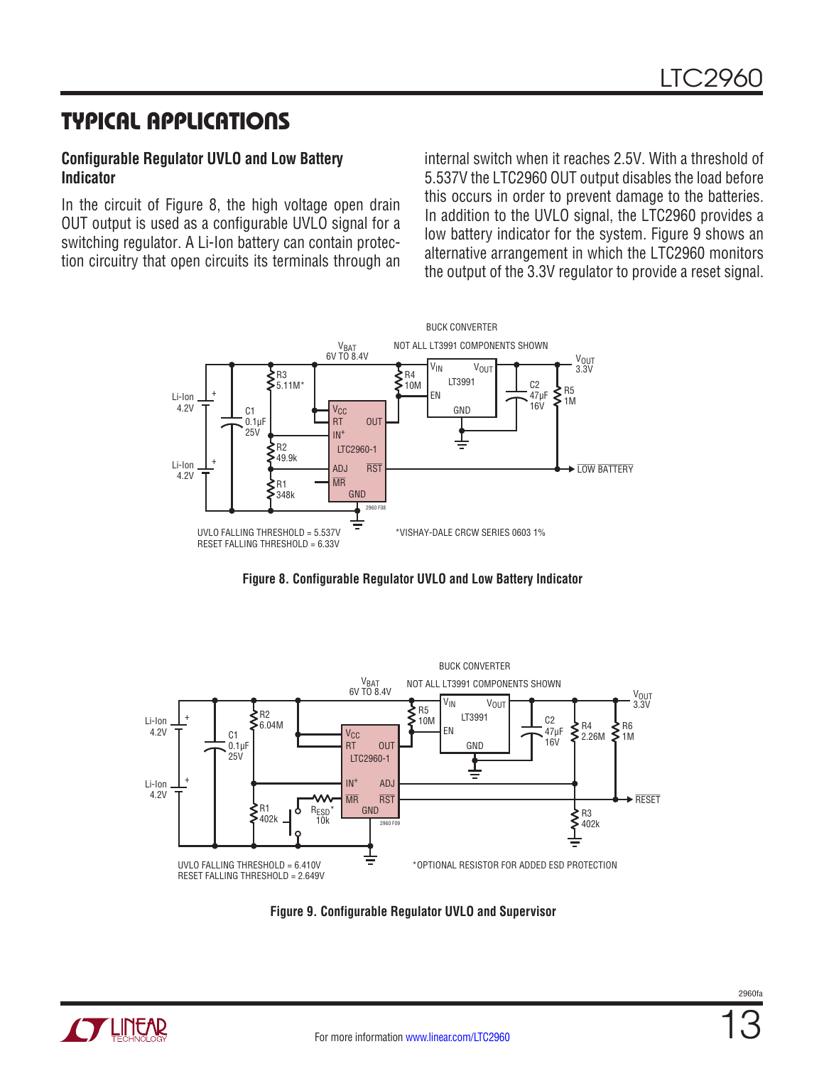## TYPICAL APPLICATIONS

### Configurable Regulator UVLO and Low Battery Indicator

In the circuit of Figure 8, the high voltage open drain OUT output is used as a configurable UVLO signal for a switching regulator. A Li-Ion battery can contain protection circuitry that open circuits its terminals through an internal switch when it reaches 2.5V. With a threshold of 5.537V the LTC2960 OUT output disables the load before this occurs in order to prevent damage to the batteries. In addition to the UVLO signal, the LTC2960 provides a low battery indicator for the system. Figure 9 shows an alternative arrangement in which the LTC2960 monitors the output of the 3.3V regulator to provide a reset signal.

UVLO FALLING THRESHOLD = 5.537V
RESET FALLING THRESHOLD = 6.33V

*VISHAY-DALE CRCW SERIES 0603 1%

**Figure 8. Configurable Regulator UVLO and Low Battery Indicator**

UVLO FALLING THRESHOLD = 6.410V
RESET FALLING THRESHOLD = 2.649V

*OPTIONAL RESISTOR FOR ADDED ESD PROTECTION

**Figure 9. Configurable Regulator UVLO and Supervisor**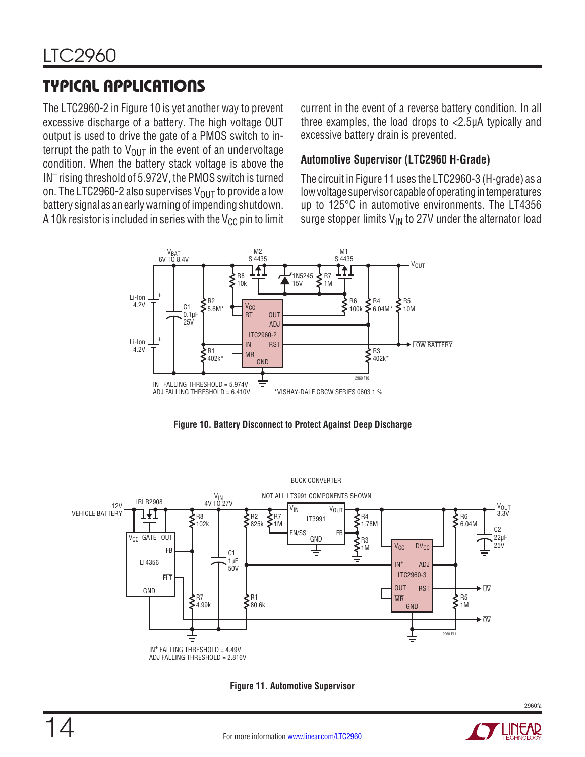## TYPICAL APPLICATIONS

The LTC2960-2 in Figure 10 is yet another way to prevent excessive discharge of a battery. The high voltage OUT output is used to drive the gate of a PMOS switch to interrupt the path to $V_{OUT}$ in the event of an undervoltage condition. When the battery stack voltage is above the $IN^-$ rising threshold of 5.972V, the PMOS switch is turned on. The LTC2960-2 also supervises $V_{OUT}$ to provide a low battery signal as an early warning of impending shutdown. A 10k resistor is included in series with the $V_{CC}$ pin to limit current in the event of a reverse battery condition. In all three examples, the load drops to <2.5µA typically and excessive battery drain is prevented.

### Automotive Supervisor (LTC2960 H-Grade)

The circuit in Figure 11 uses the LTC2960-3 (H-grade) as a low voltage supervisor capable of operating in temperatures up to 125°C in automotive environments. The LT4356 surge stopper limits $V_{IN}$ to 27V under the alternator load

$IN^-$ FALLING THRESHOLD = 5.974V
ADJ FALLING THRESHOLD = 6.410V

*VISHAY-DALE CRCW SERIES 0603 1 %

**Figure 10. Battery Disconnect to Protect Against Deep Discharge**

$IN^+$ FALLING THRESHOLD = 4.49V
ADJ FALLING THRESHOLD = 2.816V

**Figure 11. Automotive Supervisor**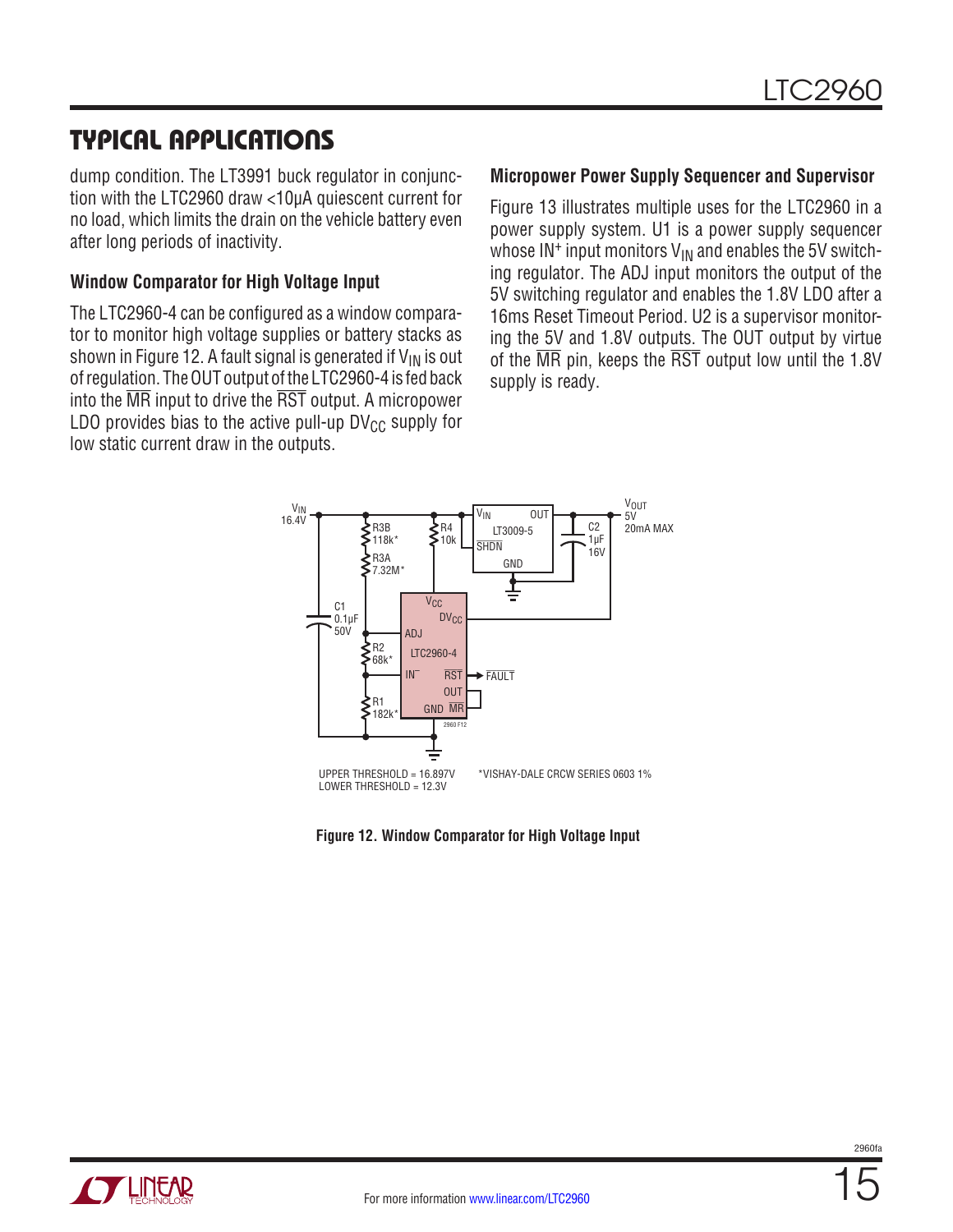## TYPICAL APPLICATIONS

dump condition. The LT3991 buck regulator in conjunction with the LTC2960 draw <10µA quiescent current for no load, which limits the drain on the vehicle battery even after long periods of inactivity.

### Window Comparator for High Voltage Input

The LTC2960-4 can be configured as a window comparator to monitor high voltage supplies or battery stacks as shown in Figure 12. A fault signal is generated if $V_{IN}$ is out of regulation. The OUT output of the LTC2960-4 is fed back into the $\overline{MR}$ input to drive the $\overline{RST}$ output. A micropower LDO provides bias to the active pull-up $DV_{CC}$ supply for low static current draw in the outputs.

### Micropower Power Supply Sequencer and Supervisor

Figure 13 illustrates multiple uses for the LTC2960 in a power supply system. U1 is a power supply sequencer whose $IN^+$ input monitors $V_{IN}$ and enables the 5V switching regulator. The ADJ input monitors the output of the 5V switching regulator and enables the 1.8V LDO after a 16ms Reset Timeout Period. U2 is a supervisor monitoring the 5V and 1.8V outputs. The OUT output by virtue of the $\overline{MR}$ pin, keeps the $\overline{RST}$ output low until the 1.8V supply is ready.

UPPER THRESHOLD = 16.897V
LOWER THRESHOLD = 12.3V

*VISHAY-DALE CRCW SERIES 0603 1%

**Figure 12. Window Comparator for High Voltage Input**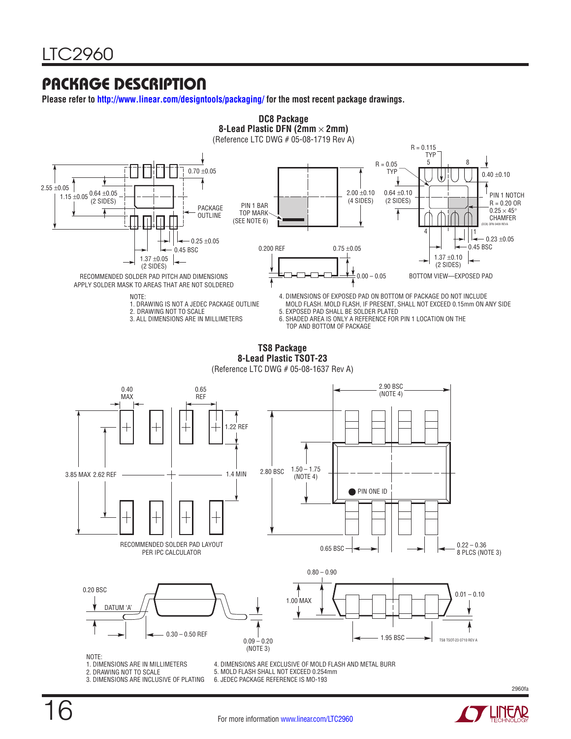## PACKAGE DESCRIPTION

**Please refer to http://www.linear.com/designtools/packaging/ for the most recent package drawings.**

**DC8 Package**
**8-Lead Plastic DFN (2mm × 2mm)**
(Reference LTC DWG # 05-08-1719 Rev A)

RECOMMENDED SOLDER PAD PITCH AND DIMENSIONS
APPLY SOLDER MASK TO AREAS THAT ARE NOT SOLDERED

BOTTOM VIEW—EXPOSED PAD

NOTE:
1. DRAWING IS NOT A JEDEC PACKAGE OUTLINE
2. DRAWING NOT TO SCALE
3. ALL DIMENSIONS ARE IN MILLIMETERS
4. DIMENSIONS OF EXPOSED PAD ON BOTTOM OF PACKAGE DO NOT INCLUDE MOLD FLASH. MOLD FLASH, IF PRESENT, SHALL NOT EXCEED 0.15mm ON ANY SIDE
5. EXPOSED PAD SHALL BE SOLDER PLATED
6. SHADED AREA IS ONLY A REFERENCE FOR PIN 1 LOCATION ON THE TOP AND BOTTOM OF PACKAGE

**TS8 Package**
**8-Lead Plastic TSOT-23**
(Reference LTC DWG # 05-08-1637 Rev A)

RECOMMENDED SOLDER PAD LAYOUT
PER IPC CALCULATOR

NOTE:
1. DIMENSIONS ARE IN MILLIMETERS
2. DRAWING NOT TO SCALE
3. DIMENSIONS ARE INCLUSIVE OF PLATING
4. DIMENSIONS ARE EXCLUSIVE OF MOLD FLASH AND METAL BURR
5. MOLD FLASH SHALL NOT EXCEED 0.254mm
6. JEDEC PACKAGE REFERENCE IS MO-193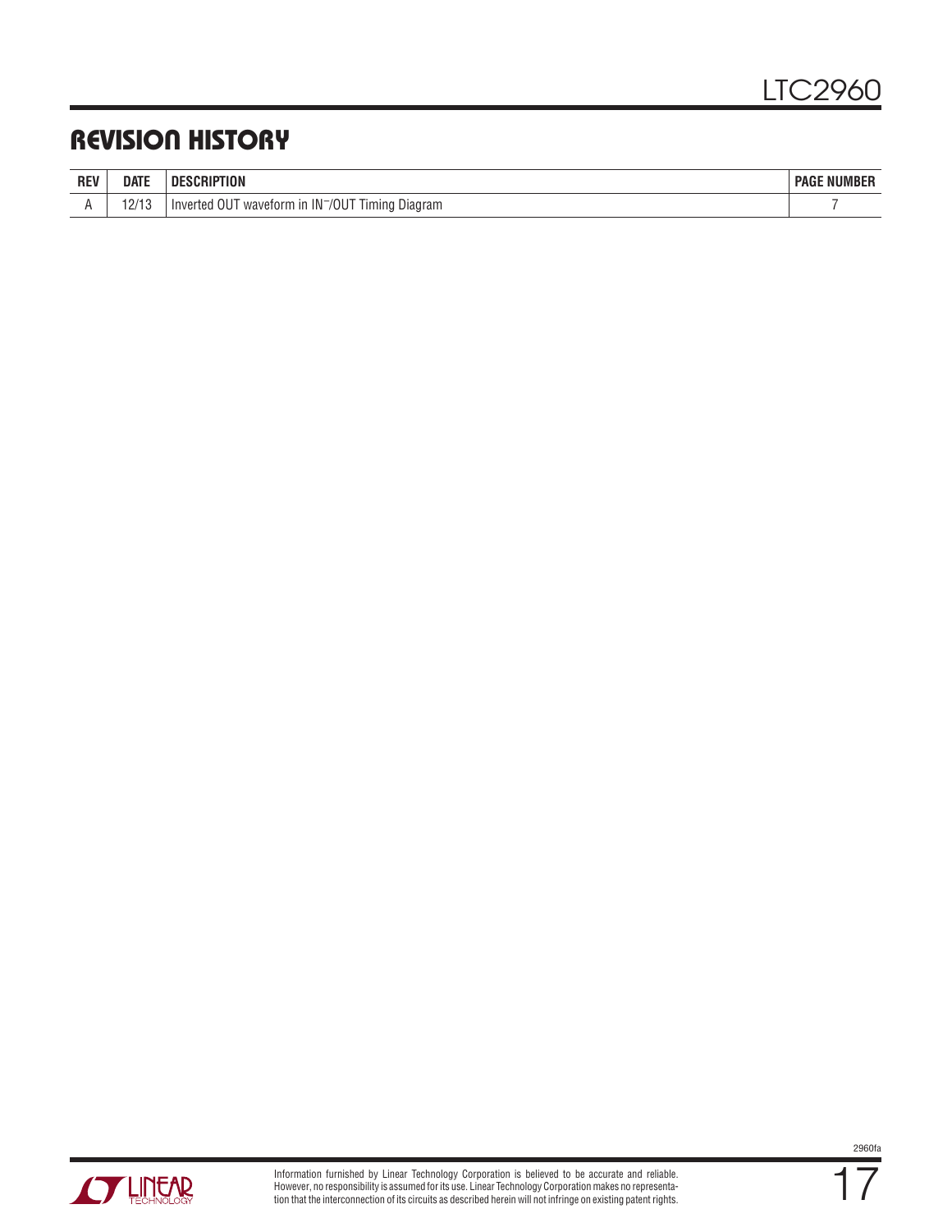## REVISION HISTORY

| REV | DATE | DESCRIPTION | PAGE NUMBER |
|---|---|---|---|
| A | 12/13 | Inverted OUT waveform in $\overline{IN^-}$/OUT Timing Diagram | 7 |

Information furnished by Linear Technology Corporation is believed to be accurate and reliable. However, no responsibility is assumed for its use. Linear Technology Corporation makes no representation that the interconnection of its circuits as described herein will not infringe on existing patent rights.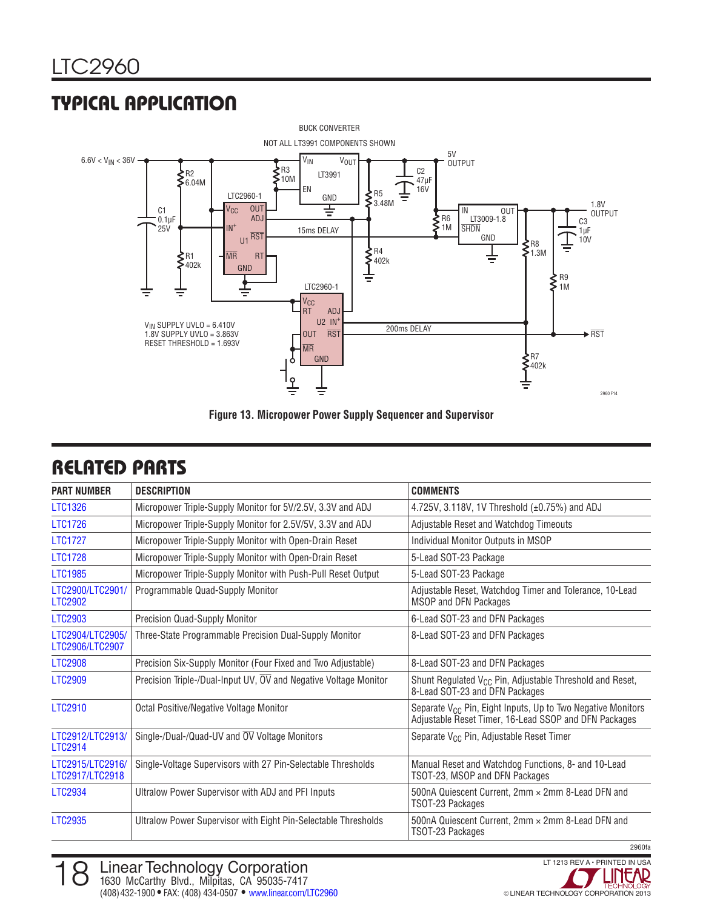## TYPICAL APPLICATION

BUCK CONVERTER

NOT ALL LT3991 COMPONENTS SHOWN

$V_{IN}$ SUPPLY UVLO = 6.410V
1.8V SUPPLY UVLO = 3.863V
RESET THRESHOLD = 1.693V

**Figure 13. Micropower Power Supply Sequencer and Supervisor**

## RELATED PARTS

| PART NUMBER | DESCRIPTION | COMMENTS |
|---|---|---|
| LTC1326 | Micropower Triple-Supply Monitor for 5V/2.5V, 3.3V and ADJ | 4.725V, 3.118V, 1V Threshold (±0.75%) and ADJ |
| LTC1726 | Micropower Triple-Supply Monitor for 2.5V/5V, 3.3V and ADJ | Adjustable Reset and Watchdog Timeouts |
| LTC1727 | Micropower Triple-Supply Monitor with Open-Drain Reset | Individual Monitor Outputs in MSOP |
| LTC1728 | Micropower Triple-Supply Monitor with Open-Drain Reset | 5-Lead SOT-23 Package |
| LTC1985 | Micropower Triple-Supply Monitor with Push-Pull Reset Output | 5-Lead SOT-23 Package |
| LTC2900/LTC2901/ LTC2902 | Programmable Quad-Supply Monitor | Adjustable Reset, Watchdog Timer and Tolerance, 10-Lead MSOP and DFN Packages |
| LTC2903 | Precision Quad-Supply Monitor | 6-Lead SOT-23 and DFN Packages |
| LTC2904/LTC2905/ LTC2906/LTC2907 | Three-State Programmable Precision Dual-Supply Monitor | 8-Lead SOT-23 and DFN Packages |
| LTC2908 | Precision Six-Supply Monitor (Four Fixed and Two Adjustable) | 8-Lead SOT-23 and DFN Packages |
| LTC2909 | Precision Triple-/Dual-Input UV, $\overline{OV}$ and Negative Voltage Monitor | Shunt Regulated $V_{CC}$ Pin, Adjustable Threshold and Reset, 8-Lead SOT-23 and DFN Packages |
| LTC2910 | Octal Positive/Negative Voltage Monitor | Separate $V_{CC}$ Pin, Eight Inputs, Up to Two Negative Monitors Adjustable Reset Timer, 16-Lead SSOP and DFN Packages |
| LTC2912/LTC2913/ LTC2914 | Single-/Dual-/Quad-UV and $\overline{OV}$ Voltage Monitors | Separate $V_{CC}$ Pin, Adjustable Reset Timer |
| LTC2915/LTC2916/ LTC2917/LTC2918 | Single-Voltage Supervisors with 27 Pin-Selectable Thresholds | Manual Reset and Watchdog Functions, 8- and 10-Lead TSOT-23, MSOP and DFN Packages |
| LTC2934 | Ultralow Power Supervisor with ADJ and PFI Inputs | 500nA Quiescent Current, 2mm × 2mm 8-Lead DFN and TSOT-23 Packages |
| LTC2935 | Ultralow Power Supervisor with Eight Pin-Selectable Thresholds | 500nA Quiescent Current, 2mm × 2mm 8-Lead DFN and TSOT-23 Packages |

Linear Technology Corporation
1630 McCarthy Blvd., Milpitas, CA 95035-7417
(408) 432-1900 • FAX: (408) 434-0507 • www.linear.com/LTC2960

LT 1213 REV A • PRINTED IN USA

© LINEAR TECHNOLOGY CORPORATION 2013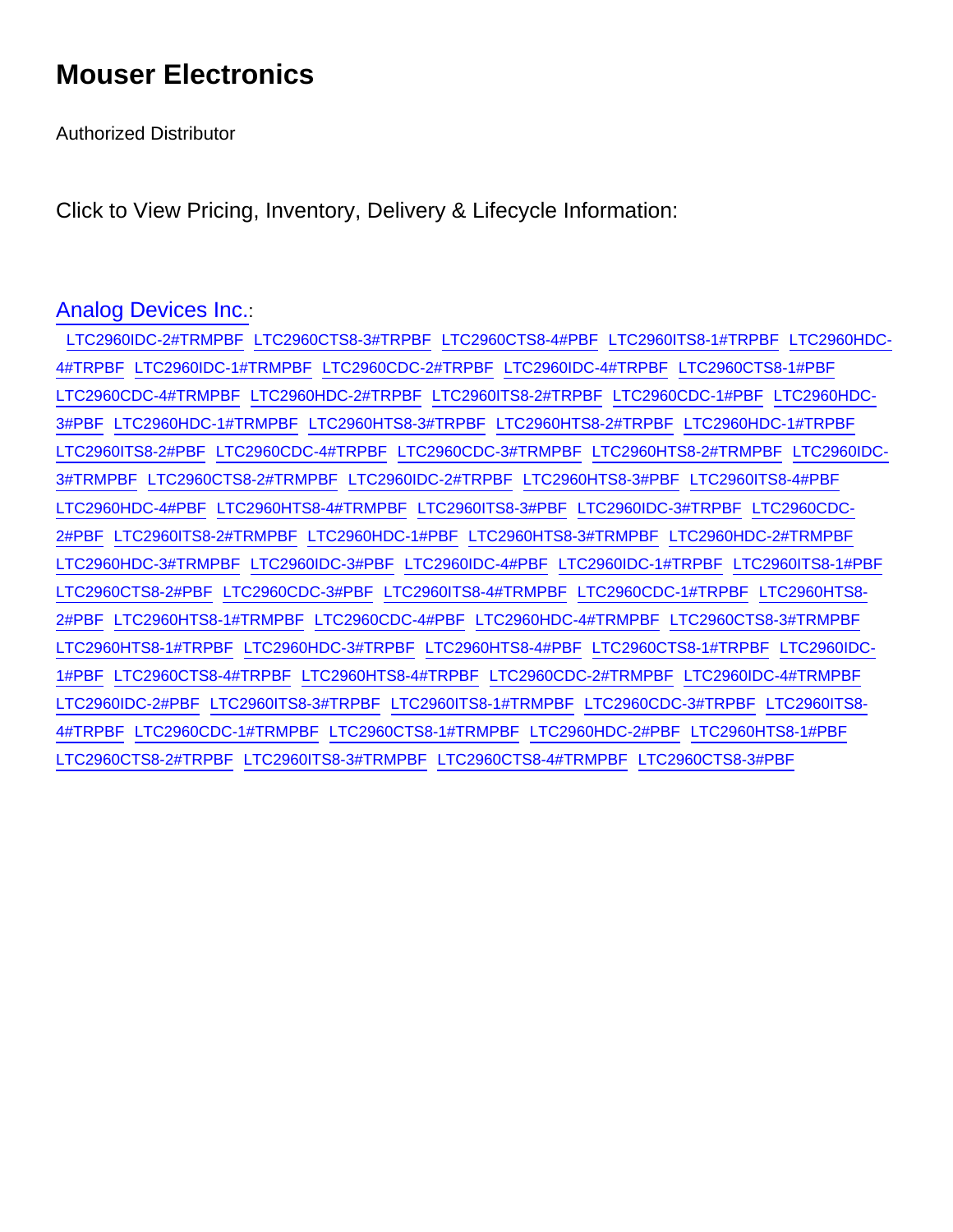# Mouser Electronics

Authorized Distributor

Click to View Pricing, Inventory, Delivery & Lifecycle Information:

Analog Devices Inc.:

LTC2960IDC-2#TRMPBF LTC2960CTS8-3#TRPBF LTC2960CTS8-4#PBF LTC2960ITS8-1#TRPBF LTC2960HDC-4#TRPBF LTC2960IDC-1#TRMPBF LTC2960CDC-2#TRPBF LTC2960IDC-4#TRPBF LTC2960CTS8-1#PBF LTC2960CDC-4#TRMPBF LTC2960HDC-2#TRPBF LTC2960ITS8-2#TRPBF LTC2960CDC-1#PBF LTC2960HDC-3#PBF LTC2960HDC-1#TRMPBF LTC2960HTS8-3#TRPBF LTC2960HTS8-2#TRPBF LTC2960HDC-1#TRPBF LTC2960ITS8-2#PBF LTC2960CDC-4#TRPBF LTC2960CDC-3#TRMPBF LTC2960HTS8-2#TRMPBF LTC2960IDC-3#TRMPBF LTC2960CTS8-2#TRMPBF LTC2960IDC-2#TRPBF LTC2960HTS8-3#PBF LTC2960ITS8-4#PBF LTC2960HDC-4#PBF LTC2960HTS8-4#TRMPBF LTC2960ITS8-3#PBF LTC2960IDC-3#TRPBF LTC2960CDC-2#PBF LTC2960ITS8-2#TRMPBF LTC2960HDC-1#PBF LTC2960HTS8-3#TRMPBF LTC2960HDC-2#TRMPBF LTC2960HDC-3#TRMPBF LTC2960IDC-3#PBF LTC2960IDC-4#PBF LTC2960IDC-1#TRPBF LTC2960ITS8-1#PBF LTC2960CTS8-2#PBF LTC2960CDC-3#PBF LTC2960ITS8-4#TRMPBF LTC2960CDC-1#TRPBF LTC2960HTS8-2#PBF LTC2960HTS8-1#TRMPBF LTC2960CDC-4#PBF LTC2960HDC-4#TRMPBF LTC2960CTS8-3#TRMPBF LTC2960HTS8-1#TRPBF LTC2960HDC-3#TRPBF LTC2960HTS8-4#PBF LTC2960CTS8-1#TRPBF LTC2960IDC-1#PBF LTC2960CTS8-4#TRPBF LTC2960HTS8-4#TRPBF LTC2960CDC-2#TRMPBF LTC2960IDC-4#TRMPBF LTC2960IDC-2#PBF LTC2960ITS8-3#TRPBF LTC2960ITS8-1#TRMPBF LTC2960CDC-3#TRPBF LTC2960ITS8-4#TRPBF LTC2960CDC-1#TRMPBF LTC2960CTS8-1#TRMPBF LTC2960HDC-2#PBF LTC2960HTS8-1#PBF LTC2960CTS8-2#TRPBF LTC2960ITS8-3#TRMPBF LTC2960CTS8-4#TRMPBF LTC2960CTS8-3#PBF